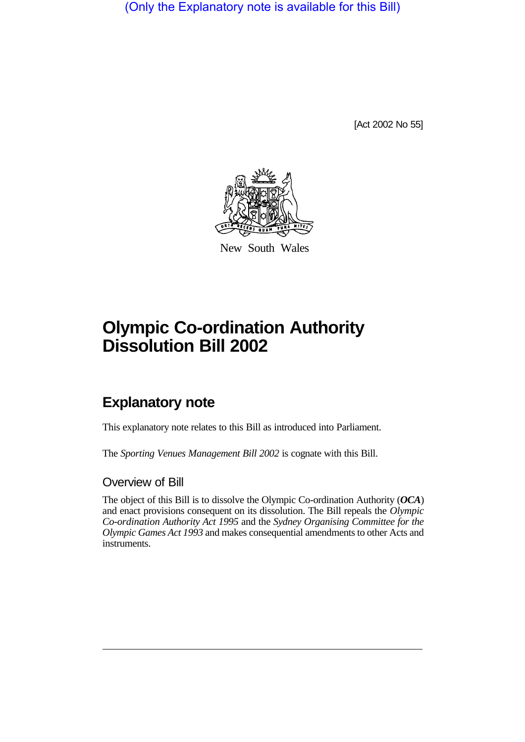(Only the Explanatory note is available for this Bill)

[Act 2002 No 55]

New South Wales

# Olympic Co-ordination Authority Dissolution Bill 2002

## Explanatory note

This explanatory note relates to this Bill as introduced into Parliament.

The *Sporting Venues Management Bill 2002* is cognate with this Bill.

### Overview of Bill

The object of this Bill is to dissolve the Olympic Co-ordination Authority (***OCA***) and enact provisions consequent on its dissolution. The Bill repeals the *Olympic Co-ordination Authority Act 1995* and the *Sydney Organising Committee for the Olympic Games Act 1993* and makes consequential amendments to other Acts and instruments.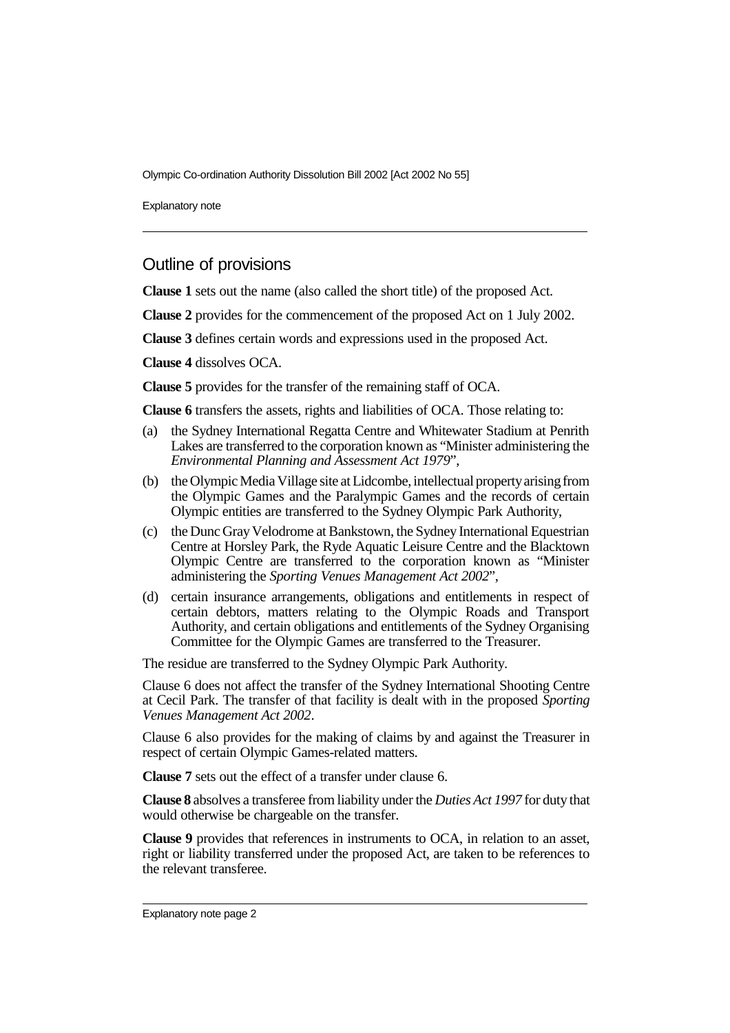## Outline of provisions

**Clause 1** sets out the name (also called the short title) of the proposed Act.

**Clause 2** provides for the commencement of the proposed Act on 1 July 2002.

**Clause 3** defines certain words and expressions used in the proposed Act.

**Clause 4** dissolves OCA.

**Clause 5** provides for the transfer of the remaining staff of OCA.

**Clause 6** transfers the assets, rights and liabilities of OCA. Those relating to:

(a) the Sydney International Regatta Centre and Whitewater Stadium at Penrith Lakes are transferred to the corporation known as "Minister administering the *Environmental Planning and Assessment Act 1979*",

(b) the Olympic Media Village site at Lidcombe, intellectual property arising from the Olympic Games and the Paralympic Games and the records of certain Olympic entities are transferred to the Sydney Olympic Park Authority,

(c) the Dunc Gray Velodrome at Bankstown, the Sydney International Equestrian Centre at Horsley Park, the Ryde Aquatic Leisure Centre and the Blacktown Olympic Centre are transferred to the corporation known as "Minister administering the *Sporting Venues Management Act 2002*",

(d) certain insurance arrangements, obligations and entitlements in respect of certain debtors, matters relating to the Olympic Roads and Transport Authority, and certain obligations and entitlements of the Sydney Organising Committee for the Olympic Games are transferred to the Treasurer.

The residue are transferred to the Sydney Olympic Park Authority.

Clause 6 does not affect the transfer of the Sydney International Shooting Centre at Cecil Park. The transfer of that facility is dealt with in the proposed *Sporting Venues Management Act 2002*.

Clause 6 also provides for the making of claims by and against the Treasurer in respect of certain Olympic Games-related matters.

**Clause 7** sets out the effect of a transfer under clause 6.

**Clause 8** absolves a transferee from liability under the *Duties Act 1997* for duty that would otherwise be chargeable on the transfer.

**Clause 9** provides that references in instruments to OCA, in relation to an asset, right or liability transferred under the proposed Act, are taken to be references to the relevant transferee.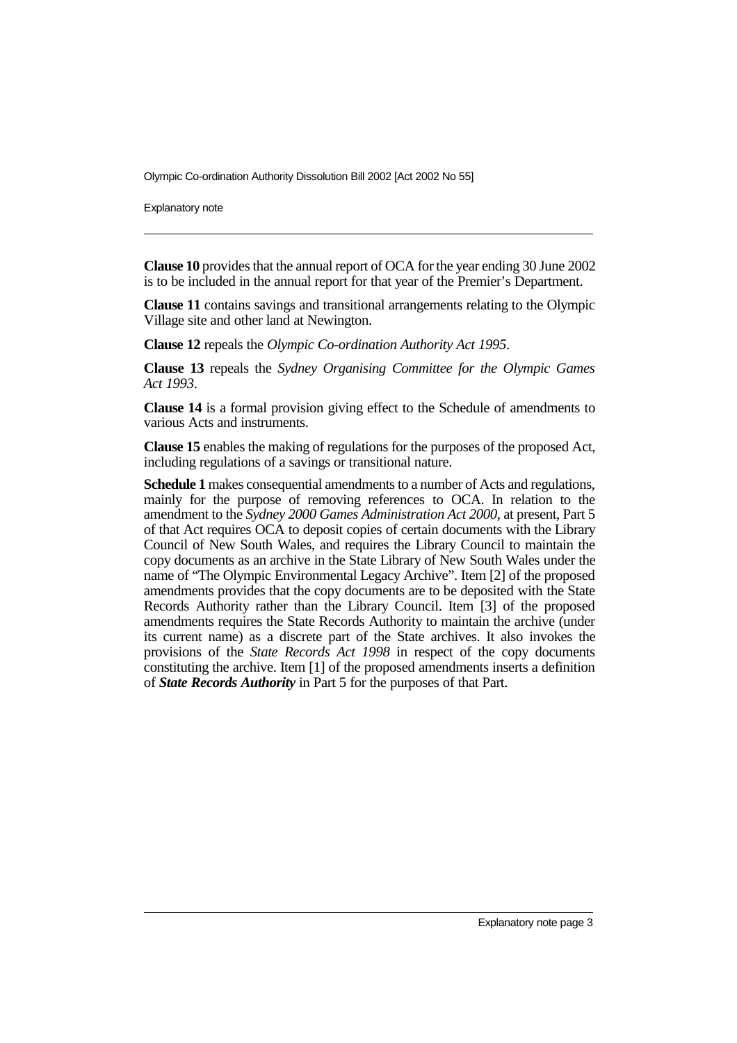**Clause 10** provides that the annual report of OCA for the year ending 30 June 2002 is to be included in the annual report for that year of the Premier's Department.

**Clause 11** contains savings and transitional arrangements relating to the Olympic Village site and other land at Newington.

**Clause 12** repeals the *Olympic Co-ordination Authority Act 1995*.

**Clause 13** repeals the *Sydney Organising Committee for the Olympic Games Act 1993*.

**Clause 14** is a formal provision giving effect to the Schedule of amendments to various Acts and instruments.

**Clause 15** enables the making of regulations for the purposes of the proposed Act, including regulations of a savings or transitional nature.

**Schedule 1** makes consequential amendments to a number of Acts and regulations, mainly for the purpose of removing references to OCA. In relation to the amendment to the *Sydney 2000 Games Administration Act 2000*, at present, Part 5 of that Act requires OCA to deposit copies of certain documents with the Library Council of New South Wales, and requires the Library Council to maintain the copy documents as an archive in the State Library of New South Wales under the name of "The Olympic Environmental Legacy Archive". Item [2] of the proposed amendments provides that the copy documents are to be deposited with the State Records Authority rather than the Library Council. Item [3] of the proposed amendments requires the State Records Authority to maintain the archive (under its current name) as a discrete part of the State archives. It also invokes the provisions of the *State Records Act 1998* in respect of the copy documents constituting the archive. Item [1] of the proposed amendments inserts a definition of ***State Records Authority*** in Part 5 for the purposes of that Part.